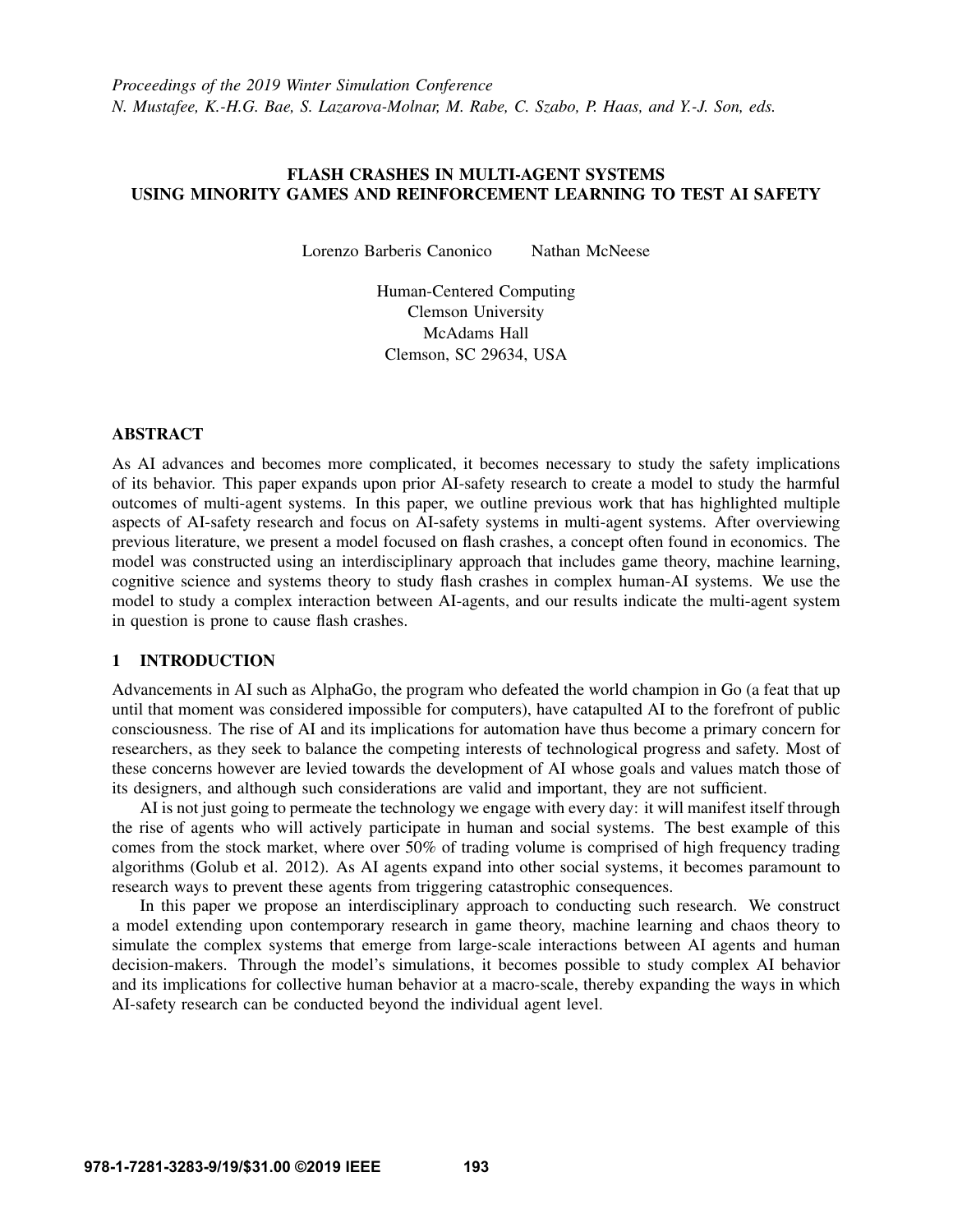*Proceedings of the 2019 Winter Simulation Conference*
*N. Mustafee, K.-H.G. Bae, S. Lazarova-Molnar, M. Rabe, C. Szabo, P. Haas, and Y.-J. Son, eds.*

# FLASH CRASHES IN MULTI-AGENT SYSTEMS USING MINORITY GAMES AND REINFORCEMENT LEARNING TO TEST AI SAFETY

Lorenzo Barberis Canonico    Nathan McNeese

Human-Centered Computing
Clemson University
McAdams Hall
Clemson, SC 29634, USA

## ABSTRACT

As AI advances and becomes more complicated, it becomes necessary to study the safety implications of its behavior. This paper expands upon prior AI-safety research to create a model to study the harmful outcomes of multi-agent systems. In this paper, we outline previous work that has highlighted multiple aspects of AI-safety research and focus on AI-safety systems in multi-agent systems. After overviewing previous literature, we present a model focused on flash crashes, a concept often found in economics. The model was constructed using an interdisciplinary approach that includes game theory, machine learning, cognitive science and systems theory to study flash crashes in complex human-AI systems. We use the model to study a complex interaction between AI-agents, and our results indicate the multi-agent system in question is prone to cause flash crashes.

## 1 INTRODUCTION

Advancements in AI such as AlphaGo, the program who defeated the world champion in Go (a feat that up until that moment was considered impossible for computers), have catapulted AI to the forefront of public consciousness. The rise of AI and its implications for automation have thus become a primary concern for researchers, as they seek to balance the competing interests of technological progress and safety. Most of these concerns however are levied towards the development of AI whose goals and values match those of its designers, and although such considerations are valid and important, they are not sufficient.

AI is not just going to permeate the technology we engage with every day: it will manifest itself through the rise of agents who will actively participate in human and social systems. The best example of this comes from the stock market, where over 50% of trading volume is comprised of high frequency trading algorithms (Golub et al. 2012). As AI agents expand into other social systems, it becomes paramount to research ways to prevent these agents from triggering catastrophic consequences.

In this paper we propose an interdisciplinary approach to conducting such research. We construct a model extending upon contemporary research in game theory, machine learning and chaos theory to simulate the complex systems that emerge from large-scale interactions between AI agents and human decision-makers. Through the model's simulations, it becomes possible to study complex AI behavior and its implications for collective human behavior at a macro-scale, thereby expanding the ways in which AI-safety research can be conducted beyond the individual agent level.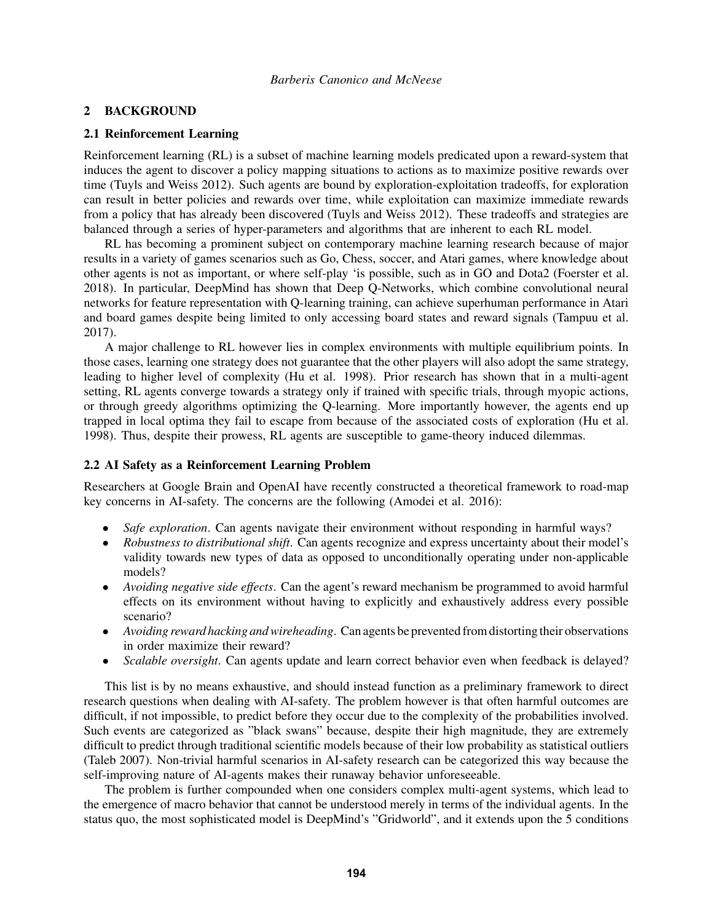## 2 BACKGROUND

### 2.1 Reinforcement Learning

Reinforcement learning (RL) is a subset of machine learning models predicated upon a reward-system that induces the agent to discover a policy mapping situations to actions as to maximize positive rewards over time (Tuyls and Weiss 2012). Such agents are bound by exploration-exploitation tradeoffs, for exploration can result in better policies and rewards over time, while exploitation can maximize immediate rewards from a policy that has already been discovered (Tuyls and Weiss 2012). These tradeoffs and strategies are balanced through a series of hyper-parameters and algorithms that are inherent to each RL model.

RL has becoming a prominent subject on contemporary machine learning research because of major results in a variety of games scenarios such as Go, Chess, soccer, and Atari games, where knowledge about other agents is not as important, or where self-play 'is possible, such as in GO and Dota2 (Foerster et al. 2018). In particular, DeepMind has shown that Deep Q-Networks, which combine convolutional neural networks for feature representation with Q-learning training, can achieve superhuman performance in Atari and board games despite being limited to only accessing board states and reward signals (Tampuu et al. 2017).

A major challenge to RL however lies in complex environments with multiple equilibrium points. In those cases, learning one strategy does not guarantee that the other players will also adopt the same strategy, leading to higher level of complexity (Hu et al. 1998). Prior research has shown that in a multi-agent setting, RL agents converge towards a strategy only if trained with specific trials, through myopic actions, or through greedy algorithms optimizing the Q-learning. More importantly however, the agents end up trapped in local optima they fail to escape from because of the associated costs of exploration (Hu et al. 1998). Thus, despite their prowess, RL agents are susceptible to game-theory induced dilemmas.

### 2.2 AI Safety as a Reinforcement Learning Problem

Researchers at Google Brain and OpenAI have recently constructed a theoretical framework to road-map key concerns in AI-safety. The concerns are the following (Amodei et al. 2016):

- *Safe exploration*. Can agents navigate their environment without responding in harmful ways?
- *Robustness to distributional shift*. Can agents recognize and express uncertainty about their model's validity towards new types of data as opposed to unconditionally operating under non-applicable models?
- *Avoiding negative side effects*. Can the agent's reward mechanism be programmed to avoid harmful effects on its environment without having to explicitly and exhaustively address every possible scenario?
- *Avoiding reward hacking and wireheading*. Can agents be prevented from distorting their observations in order maximize their reward?
- *Scalable oversight*. Can agents update and learn correct behavior even when feedback is delayed?

This list is by no means exhaustive, and should instead function as a preliminary framework to direct research questions when dealing with AI-safety. The problem however is that often harmful outcomes are difficult, if not impossible, to predict before they occur due to the complexity of the probabilities involved. Such events are categorized as "black swans" because, despite their high magnitude, they are extremely difficult to predict through traditional scientific models because of their low probability as statistical outliers (Taleb 2007). Non-trivial harmful scenarios in AI-safety research can be categorized this way because the self-improving nature of AI-agents makes their runaway behavior unforeseeable.

The problem is further compounded when one considers complex multi-agent systems, which lead to the emergence of macro behavior that cannot be understood merely in terms of the individual agents. In the status quo, the most sophisticated model is DeepMind's "Gridworld", and it extends upon the 5 conditions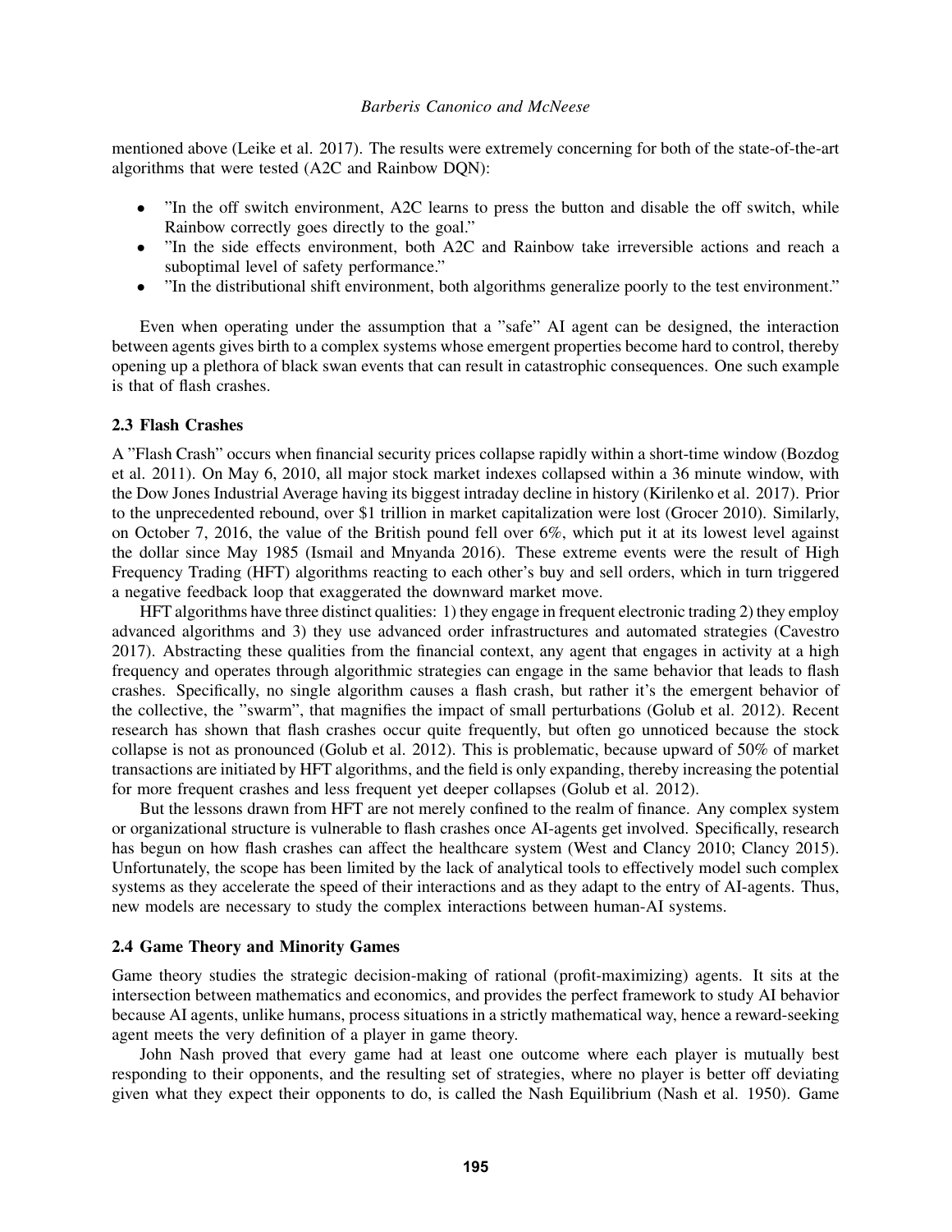mentioned above (Leike et al. 2017). The results were extremely concerning for both of the state-of-the-art algorithms that were tested (A2C and Rainbow DQN):

- "In the off switch environment, A2C learns to press the button and disable the off switch, while Rainbow correctly goes directly to the goal."
- "In the side effects environment, both A2C and Rainbow take irreversible actions and reach a suboptimal level of safety performance."
- "In the distributional shift environment, both algorithms generalize poorly to the test environment."

Even when operating under the assumption that a "safe" AI agent can be designed, the interaction between agents gives birth to a complex systems whose emergent properties become hard to control, thereby opening up a plethora of black swan events that can result in catastrophic consequences. One such example is that of flash crashes.

### 2.3 Flash Crashes

A "Flash Crash" occurs when financial security prices collapse rapidly within a short-time window (Bozdog et al. 2011). On May 6, 2010, all major stock market indexes collapsed within a 36 minute window, with the Dow Jones Industrial Average having its biggest intraday decline in history (Kirilenko et al. 2017). Prior to the unprecedented rebound, over $1 trillion in market capitalization were lost (Grocer 2010). Similarly, on October 7, 2016, the value of the British pound fell over 6%, which put it at its lowest level against the dollar since May 1985 (Ismail and Mnyanda 2016). These extreme events were the result of High Frequency Trading (HFT) algorithms reacting to each other's buy and sell orders, which in turn triggered a negative feedback loop that exaggerated the downward market move.

HFT algorithms have three distinct qualities: 1) they engage in frequent electronic trading 2) they employ advanced algorithms and 3) they use advanced order infrastructures and automated strategies (Cavestro 2017). Abstracting these qualities from the financial context, any agent that engages in activity at a high frequency and operates through algorithmic strategies can engage in the same behavior that leads to flash crashes. Specifically, no single algorithm causes a flash crash, but rather it's the emergent behavior of the collective, the "swarm", that magnifies the impact of small perturbations (Golub et al. 2012). Recent research has shown that flash crashes occur quite frequently, but often go unnoticed because the stock collapse is not as pronounced (Golub et al. 2012). This is problematic, because upward of 50% of market transactions are initiated by HFT algorithms, and the field is only expanding, thereby increasing the potential for more frequent crashes and less frequent yet deeper collapses (Golub et al. 2012).

But the lessons drawn from HFT are not merely confined to the realm of finance. Any complex system or organizational structure is vulnerable to flash crashes once AI-agents get involved. Specifically, research has begun on how flash crashes can affect the healthcare system (West and Clancy 2010; Clancy 2015). Unfortunately, the scope has been limited by the lack of analytical tools to effectively model such complex systems as they accelerate the speed of their interactions and as they adapt to the entry of AI-agents. Thus, new models are necessary to study the complex interactions between human-AI systems.

### 2.4 Game Theory and Minority Games

Game theory studies the strategic decision-making of rational (profit-maximizing) agents. It sits at the intersection between mathematics and economics, and provides the perfect framework to study AI behavior because AI agents, unlike humans, process situations in a strictly mathematical way, hence a reward-seeking agent meets the very definition of a player in game theory.

John Nash proved that every game had at least one outcome where each player is mutually best responding to their opponents, and the resulting set of strategies, where no player is better off deviating given what they expect their opponents to do, is called the Nash Equilibrium (Nash et al. 1950). Game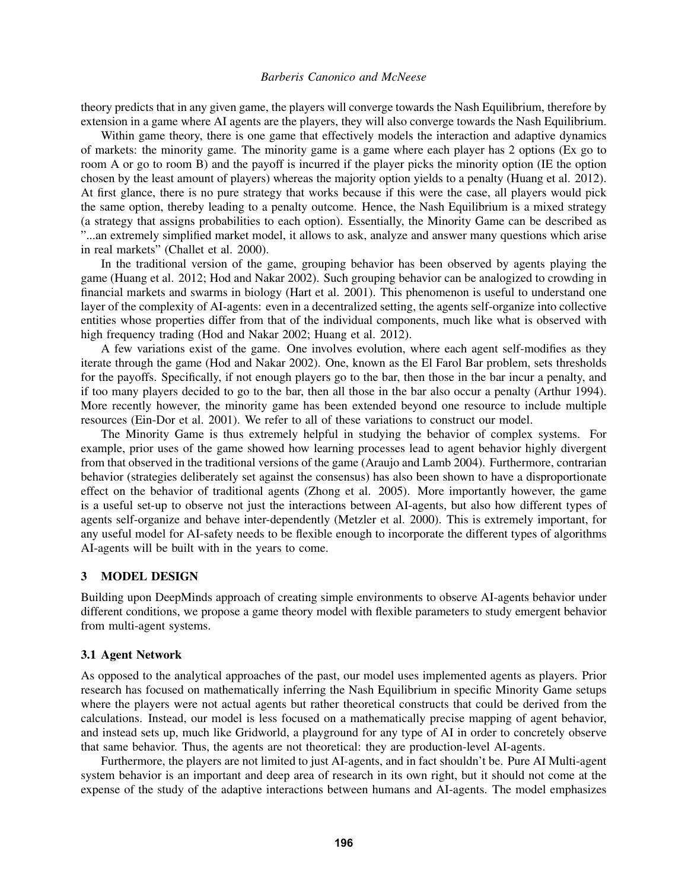theory predicts that in any given game, the players will converge towards the Nash Equilibrium, therefore by extension in a game where AI agents are the players, they will also converge towards the Nash Equilibrium.

Within game theory, there is one game that effectively models the interaction and adaptive dynamics of markets: the minority game. The minority game is a game where each player has 2 options (Ex go to room A or go to room B) and the payoff is incurred if the player picks the minority option (IE the option chosen by the least amount of players) whereas the majority option yields to a penalty (Huang et al. 2012). At first glance, there is no pure strategy that works because if this were the case, all players would pick the same option, thereby leading to a penalty outcome. Hence, the Nash Equilibrium is a mixed strategy (a strategy that assigns probabilities to each option). Essentially, the Minority Game can be described as "...an extremely simplified market model, it allows to ask, analyze and answer many questions which arise in real markets" (Challet et al. 2000).

In the traditional version of the game, grouping behavior has been observed by agents playing the game (Huang et al. 2012; Hod and Nakar 2002). Such grouping behavior can be analogized to crowding in financial markets and swarms in biology (Hart et al. 2001). This phenomenon is useful to understand one layer of the complexity of AI-agents: even in a decentralized setting, the agents self-organize into collective entities whose properties differ from that of the individual components, much like what is observed with high frequency trading (Hod and Nakar 2002; Huang et al. 2012).

A few variations exist of the game. One involves evolution, where each agent self-modifies as they iterate through the game (Hod and Nakar 2002). One, known as the El Farol Bar problem, sets thresholds for the payoffs. Specifically, if not enough players go to the bar, then those in the bar incur a penalty, and if too many players decided to go to the bar, then all those in the bar also occur a penalty (Arthur 1994). More recently however, the minority game has been extended beyond one resource to include multiple resources (Ein-Dor et al. 2001). We refer to all of these variations to construct our model.

The Minority Game is thus extremely helpful in studying the behavior of complex systems. For example, prior uses of the game showed how learning processes lead to agent behavior highly divergent from that observed in the traditional versions of the game (Araujo and Lamb 2004). Furthermore, contrarian behavior (strategies deliberately set against the consensus) has also been shown to have a disproportionate effect on the behavior of traditional agents (Zhong et al. 2005). More importantly however, the game is a useful set-up to observe not just the interactions between AI-agents, but also how different types of agents self-organize and behave inter-dependently (Metzler et al. 2000). This is extremely important, for any useful model for AI-safety needs to be flexible enough to incorporate the different types of algorithms AI-agents will be built with in the years to come.

## 3 MODEL DESIGN

Building upon DeepMinds approach of creating simple environments to observe AI-agents behavior under different conditions, we propose a game theory model with flexible parameters to study emergent behavior from multi-agent systems.

### 3.1 Agent Network

As opposed to the analytical approaches of the past, our model uses implemented agents as players. Prior research has focused on mathematically inferring the Nash Equilibrium in specific Minority Game setups where the players were not actual agents but rather theoretical constructs that could be derived from the calculations. Instead, our model is less focused on a mathematically precise mapping of agent behavior, and instead sets up, much like Gridworld, a playground for any type of AI in order to concretely observe that same behavior. Thus, the agents are not theoretical: they are production-level AI-agents.

Furthermore, the players are not limited to just AI-agents, and in fact shouldn't be. Pure AI Multi-agent system behavior is an important and deep area of research in its own right, but it should not come at the expense of the study of the adaptive interactions between humans and AI-agents. The model emphasizes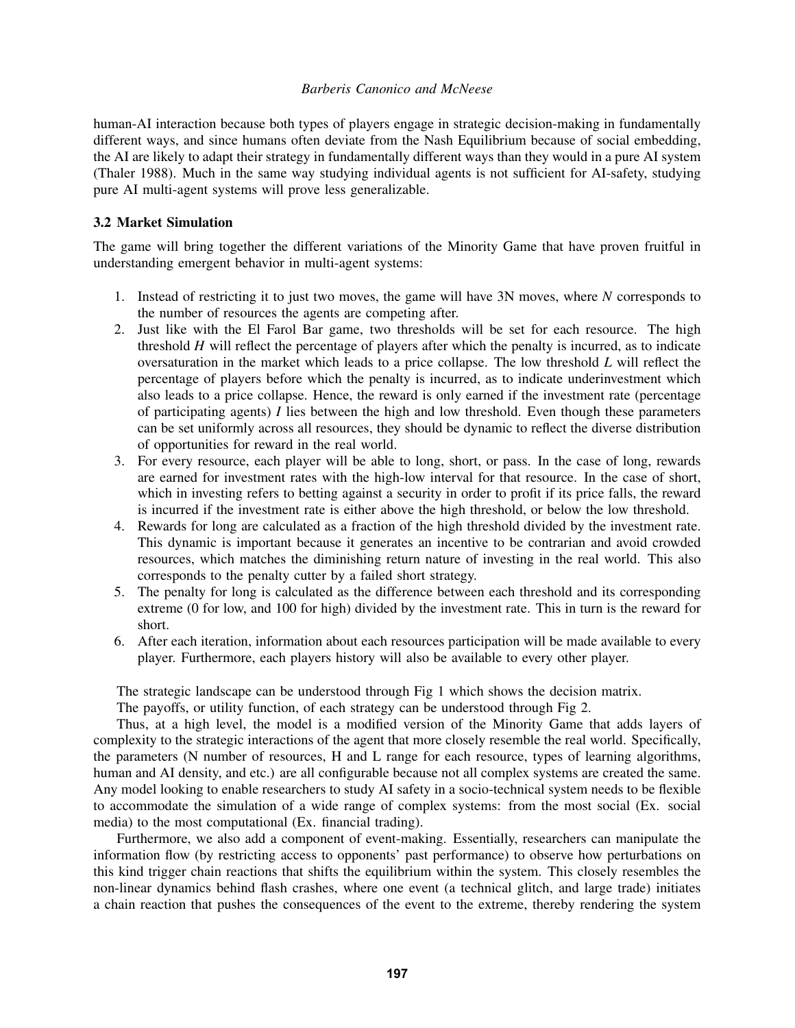human-AI interaction because both types of players engage in strategic decision-making in fundamentally different ways, and since humans often deviate from the Nash Equilibrium because of social embedding, the AI are likely to adapt their strategy in fundamentally different ways than they would in a pure AI system (Thaler 1988). Much in the same way studying individual agents is not sufficient for AI-safety, studying pure AI multi-agent systems will prove less generalizable.

### 3.2 Market Simulation

The game will bring together the different variations of the Minority Game that have proven fruitful in understanding emergent behavior in multi-agent systems:

1. Instead of restricting it to just two moves, the game will have 3N moves, where *N* corresponds to the number of resources the agents are competing after.
2. Just like with the El Farol Bar game, two thresholds will be set for each resource. The high threshold *H* will reflect the percentage of players after which the penalty is incurred, as to indicate oversaturation in the market which leads to a price collapse. The low threshold *L* will reflect the percentage of players before which the penalty is incurred, as to indicate underinvestment which also leads to a price collapse. Hence, the reward is only earned if the investment rate (percentage of participating agents) *I* lies between the high and low threshold. Even though these parameters can be set uniformly across all resources, they should be dynamic to reflect the diverse distribution of opportunities for reward in the real world.
3. For every resource, each player will be able to long, short, or pass. In the case of long, rewards are earned for investment rates with the high-low interval for that resource. In the case of short, which in investing refers to betting against a security in order to profit if its price falls, the reward is incurred if the investment rate is either above the high threshold, or below the low threshold.
4. Rewards for long are calculated as a fraction of the high threshold divided by the investment rate. This dynamic is important because it generates an incentive to be contrarian and avoid crowded resources, which matches the diminishing return nature of investing in the real world. This also corresponds to the penalty cutter by a failed short strategy.
5. The penalty for long is calculated as the difference between each threshold and its corresponding extreme (0 for low, and 100 for high) divided by the investment rate. This in turn is the reward for short.
6. After each iteration, information about each resources participation will be made available to every player. Furthermore, each players history will also be available to every other player.

The strategic landscape can be understood through Fig 1 which shows the decision matrix.

The payoffs, or utility function, of each strategy can be understood through Fig 2.

Thus, at a high level, the model is a modified version of the Minority Game that adds layers of complexity to the strategic interactions of the agent that more closely resemble the real world. Specifically, the parameters (N number of resources, H and L range for each resource, types of learning algorithms, human and AI density, and etc.) are all configurable because not all complex systems are created the same. Any model looking to enable researchers to study AI safety in a socio-technical system needs to be flexible to accommodate the simulation of a wide range of complex systems: from the most social (Ex. social media) to the most computational (Ex. financial trading).

Furthermore, we also add a component of event-making. Essentially, researchers can manipulate the information flow (by restricting access to opponents' past performance) to observe how perturbations on this kind trigger chain reactions that shifts the equilibrium within the system. This closely resembles the non-linear dynamics behind flash crashes, where one event (a technical glitch, and large trade) initiates a chain reaction that pushes the consequences of the event to the extreme, thereby rendering the system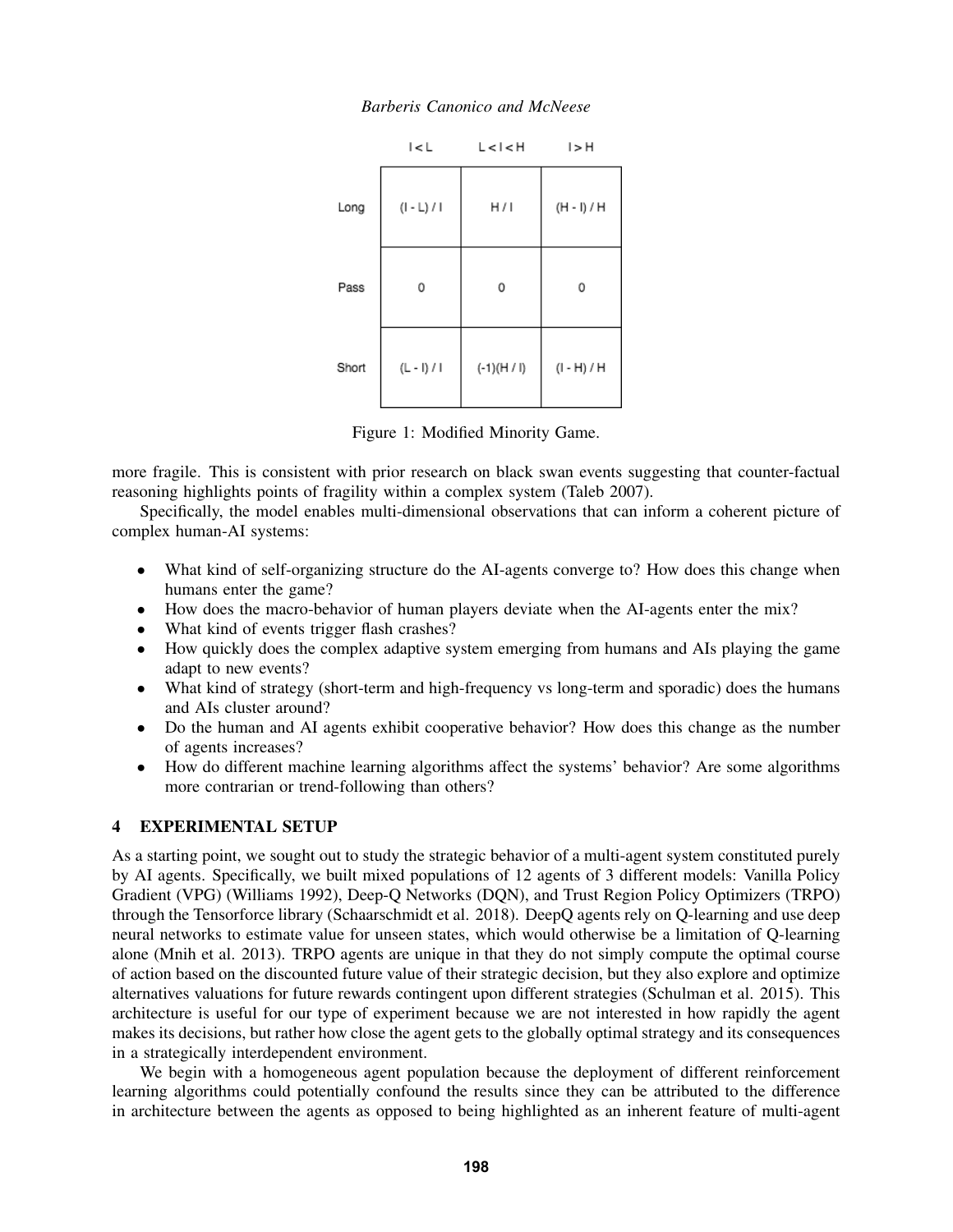|  | I<L | L<I<H | I>H |
|---|---|---|---|
| Long | (I - L) / I | H / I | (H - I) / H |
| Pass | 0 | 0 | 0 |
| Short | (L - I) / I | (-1)(H / I) | (I - H) / H |

Figure 1: Modified Minority Game.

more fragile. This is consistent with prior research on black swan events suggesting that counter-factual reasoning highlights points of fragility within a complex system (Taleb 2007).

Specifically, the model enables multi-dimensional observations that can inform a coherent picture of complex human-AI systems:

- What kind of self-organizing structure do the AI-agents converge to? How does this change when humans enter the game?
- How does the macro-behavior of human players deviate when the AI-agents enter the mix?
- What kind of events trigger flash crashes?
- How quickly does the complex adaptive system emerging from humans and AIs playing the game adapt to new events?
- What kind of strategy (short-term and high-frequency vs long-term and sporadic) does the humans and AIs cluster around?
- Do the human and AI agents exhibit cooperative behavior? How does this change as the number of agents increases?
- How do different machine learning algorithms affect the systems' behavior? Are some algorithms more contrarian or trend-following than others?

## 4 EXPERIMENTAL SETUP

As a starting point, we sought out to study the strategic behavior of a multi-agent system constituted purely by AI agents. Specifically, we built mixed populations of 12 agents of 3 different models: Vanilla Policy Gradient (VPG) (Williams 1992), Deep-Q Networks (DQN), and Trust Region Policy Optimizers (TRPO) through the Tensorforce library (Schaarschmidt et al. 2018). DeepQ agents rely on Q-learning and use deep neural networks to estimate value for unseen states, which would otherwise be a limitation of Q-learning alone (Mnih et al. 2013). TRPO agents are unique in that they do not simply compute the optimal course of action based on the discounted future value of their strategic decision, but they also explore and optimize alternatives valuations for future rewards contingent upon different strategies (Schulman et al. 2015). This architecture is useful for our type of experiment because we are not interested in how rapidly the agent makes its decisions, but rather how close the agent gets to the globally optimal strategy and its consequences in a strategically interdependent environment.

We begin with a homogeneous agent population because the deployment of different reinforcement learning algorithms could potentially confound the results since they can be attributed to the difference in architecture between the agents as opposed to being highlighted as an inherent feature of multi-agent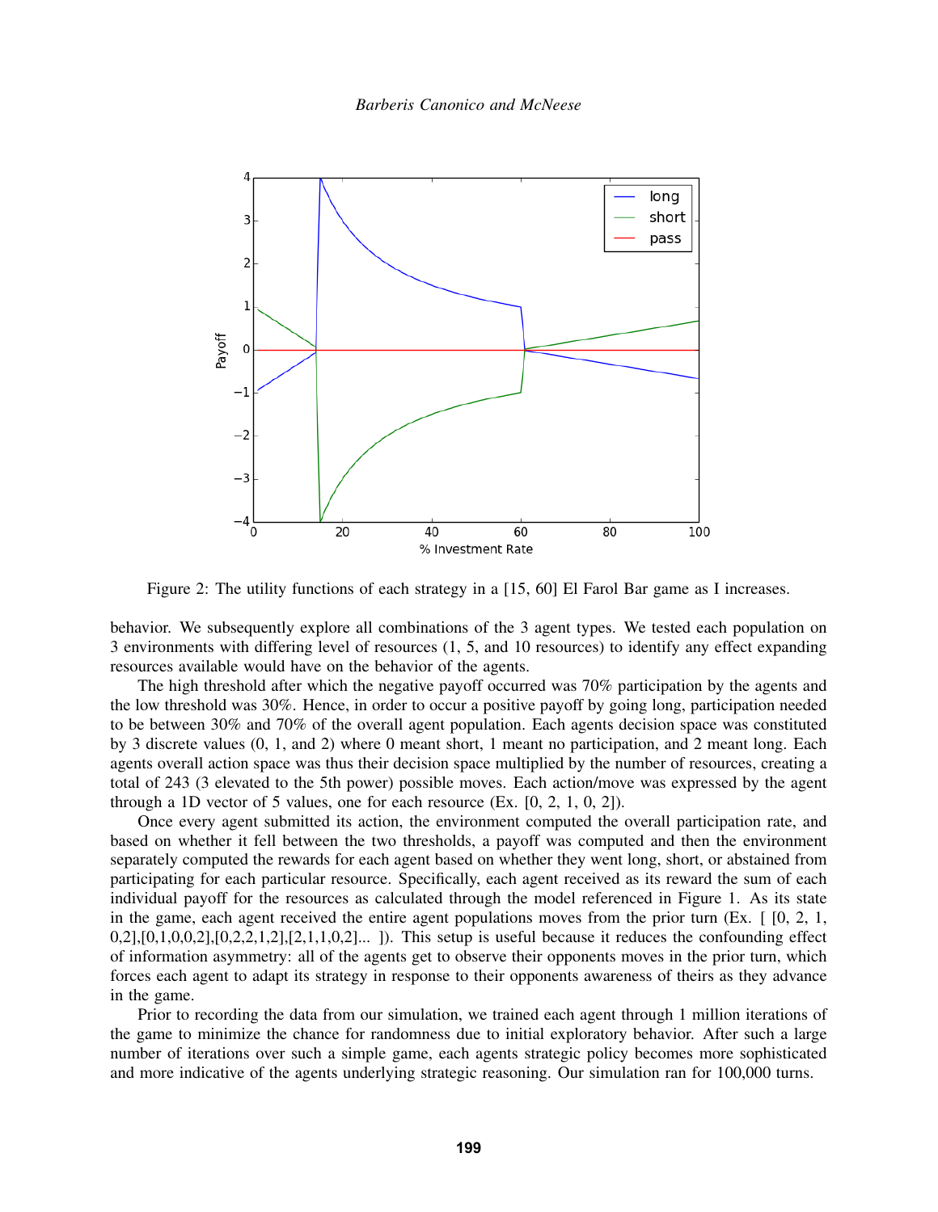Figure 2: The utility functions of each strategy in a [15, 60] El Farol Bar game as I increases.

behavior. We subsequently explore all combinations of the 3 agent types. We tested each population on 3 environments with differing level of resources (1, 5, and 10 resources) to identify any effect expanding resources available would have on the behavior of the agents.

The high threshold after which the negative payoff occurred was 70% participation by the agents and the low threshold was 30%. Hence, in order to occur a positive payoff by going long, participation needed to be between 30% and 70% of the overall agent population. Each agents decision space was constituted by 3 discrete values (0, 1, and 2) where 0 meant short, 1 meant no participation, and 2 meant long. Each agents overall action space was thus their decision space multiplied by the number of resources, creating a total of 243 (3 elevated to the 5th power) possible moves. Each action/move was expressed by the agent through a 1D vector of 5 values, one for each resource (Ex. [0, 2, 1, 0, 2]).

Once every agent submitted its action, the environment computed the overall participation rate, and based on whether it fell between the two thresholds, a payoff was computed and then the environment separately computed the rewards for each agent based on whether they went long, short, or abstained from participating for each particular resource. Specifically, each agent received as its reward the sum of each individual payoff for the resources as calculated through the model referenced in Figure 1. As its state in the game, each agent received the entire agent populations moves from the prior turn (Ex. [ [0, 2, 1, 0,2],[0,1,0,0,2],[0,2,2,1,2],[2,1,1,0,2]... ]). This setup is useful because it reduces the confounding effect of information asymmetry: all of the agents get to observe their opponents moves in the prior turn, which forces each agent to adapt its strategy in response to their opponents awareness of theirs as they advance in the game.

Prior to recording the data from our simulation, we trained each agent through 1 million iterations of the game to minimize the chance for randomness due to initial exploratory behavior. After such a large number of iterations over such a simple game, each agents strategic policy becomes more sophisticated and more indicative of the agents underlying strategic reasoning. Our simulation ran for 100,000 turns.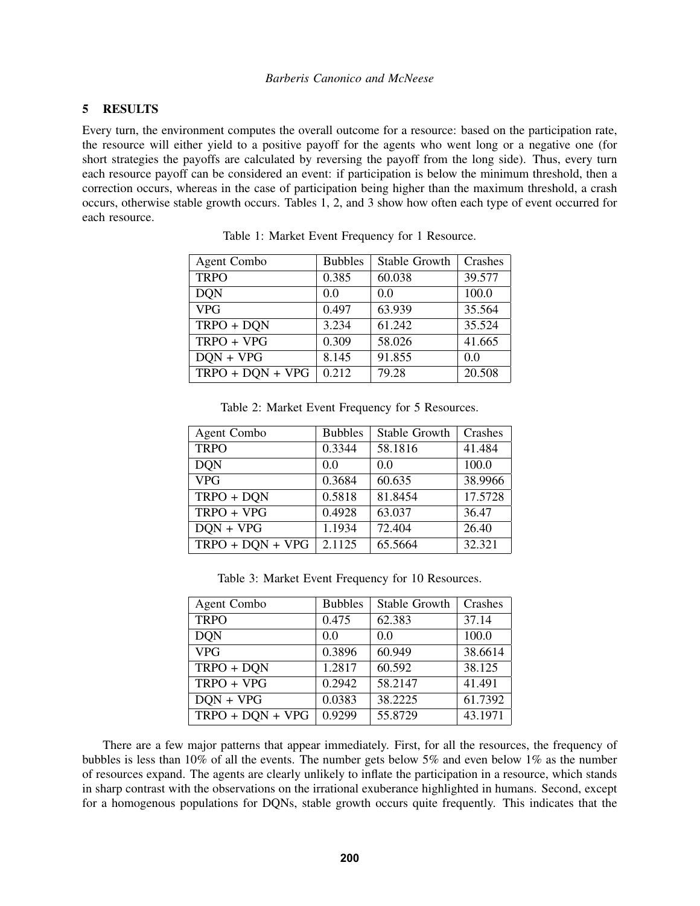## 5 RESULTS

Every turn, the environment computes the overall outcome for a resource: based on the participation rate, the resource will either yield to a positive payoff for the agents who went long or a negative one (for short strategies the payoffs are calculated by reversing the payoff from the long side). Thus, every turn each resource payoff can be considered an event: if participation is below the minimum threshold, then a correction occurs, whereas in the case of participation being higher than the maximum threshold, a crash occurs, otherwise stable growth occurs. Tables 1, 2, and 3 show how often each type of event occurred for each resource.

Table 1: Market Event Frequency for 1 Resource.

| Agent Combo | Bubbles | Stable Growth | Crashes |
|---|---|---|---|
| TRPO | 0.385 | 60.038 | 39.577 |
| DQN | 0.0 | 0.0 | 100.0 |
| VPG | 0.497 | 63.939 | 35.564 |
| TRPO + DQN | 3.234 | 61.242 | 35.524 |
| TRPO + VPG | 0.309 | 58.026 | 41.665 |
| DQN + VPG | 8.145 | 91.855 | 0.0 |
| TRPO + DQN + VPG | 0.212 | 79.28 | 20.508 |

Table 2: Market Event Frequency for 5 Resources.

| Agent Combo | Bubbles | Stable Growth | Crashes |
|---|---|---|---|
| TRPO | 0.3344 | 58.1816 | 41.484 |
| DQN | 0.0 | 0.0 | 100.0 |
| VPG | 0.3684 | 60.635 | 38.9966 |
| TRPO + DQN | 0.5818 | 81.8454 | 17.5728 |
| TRPO + VPG | 0.4928 | 63.037 | 36.47 |
| DQN + VPG | 1.1934 | 72.404 | 26.40 |
| TRPO + DQN + VPG | 2.1125 | 65.5664 | 32.321 |

Table 3: Market Event Frequency for 10 Resources.

| Agent Combo | Bubbles | Stable Growth | Crashes |
|---|---|---|---|
| TRPO | 0.475 | 62.383 | 37.14 |
| DQN | 0.0 | 0.0 | 100.0 |
| VPG | 0.3896 | 60.949 | 38.6614 |
| TRPO + DQN | 1.2817 | 60.592 | 38.125 |
| TRPO + VPG | 0.2942 | 58.2147 | 41.491 |
| DQN + VPG | 0.0383 | 38.2225 | 61.7392 |
| TRPO + DQN + VPG | 0.9299 | 55.8729 | 43.1971 |

There are a few major patterns that appear immediately. First, for all the resources, the frequency of bubbles is less than 10% of all the events. The number gets below 5% and even below 1% as the number of resources expand. The agents are clearly unlikely to inflate the participation in a resource, which stands in sharp contrast with the observations on the irrational exuberance highlighted in humans. Second, except for a homogenous populations for DQNs, stable growth occurs quite frequently. This indicates that the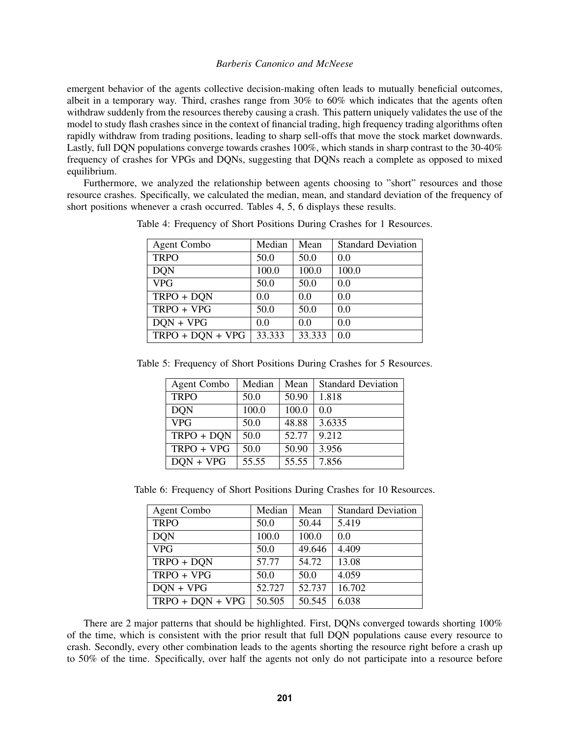emergent behavior of the agents collective decision-making often leads to mutually beneficial outcomes, albeit in a temporary way. Third, crashes range from 30% to 60% which indicates that the agents often withdraw suddenly from the resources thereby causing a crash. This pattern uniquely validates the use of the model to study flash crashes since in the context of financial trading, high frequency trading algorithms often rapidly withdraw from trading positions, leading to sharp sell-offs that move the stock market downwards. Lastly, full DQN populations converge towards crashes 100%, which stands in sharp contrast to the 30-40% frequency of crashes for VPGs and DQNs, suggesting that DQNs reach a complete as opposed to mixed equilibrium.

Furthermore, we analyzed the relationship between agents choosing to "short" resources and those resource crashes. Specifically, we calculated the median, mean, and standard deviation of the frequency of short positions whenever a crash occurred. Tables 4, 5, 6 displays these results.

Table 4: Frequency of Short Positions During Crashes for 1 Resources.

| Agent Combo | Median | Mean | Standard Deviation |
|---|---|---|---|
| TRPO | 50.0 | 50.0 | 0.0 |
| DQN | 100.0 | 100.0 | 100.0 |
| VPG | 50.0 | 50.0 | 0.0 |
| TRPO + DQN | 0.0 | 0.0 | 0.0 |
| TRPO + VPG | 50.0 | 50.0 | 0.0 |
| DQN + VPG | 0.0 | 0.0 | 0.0 |
| TRPO + DQN + VPG | 33.333 | 33.333 | 0.0 |

Table 5: Frequency of Short Positions During Crashes for 5 Resources.

| Agent Combo | Median | Mean | Standard Deviation |
|---|---|---|---|
| TRPO | 50.0 | 50.90 | 1.818 |
| DQN | 100.0 | 100.0 | 0.0 |
| VPG | 50.0 | 48.88 | 3.6335 |
| TRPO + DQN | 50.0 | 52.77 | 9.212 |
| TRPO + VPG | 50.0 | 50.90 | 3.956 |
| DQN + VPG | 55.55 | 55.55 | 7.856 |

Table 6: Frequency of Short Positions During Crashes for 10 Resources.

| Agent Combo | Median | Mean | Standard Deviation |
|---|---|---|---|
| TRPO | 50.0 | 50.44 | 5.419 |
| DQN | 100.0 | 100.0 | 0.0 |
| VPG | 50.0 | 49.646 | 4.409 |
| TRPO + DQN | 57.77 | 54.72 | 13.08 |
| TRPO + VPG | 50.0 | 50.0 | 4.059 |
| DQN + VPG | 52.727 | 52.737 | 16.702 |
| TRPO + DQN + VPG | 50.505 | 50.545 | 6.038 |

There are 2 major patterns that should be highlighted. First, DQNs converged towards shorting 100% of the time, which is consistent with the prior result that full DQN populations cause every resource to crash. Secondly, every other combination leads to the agents shorting the resource right before a crash up to 50% of the time. Specifically, over half the agents not only do not participate into a resource before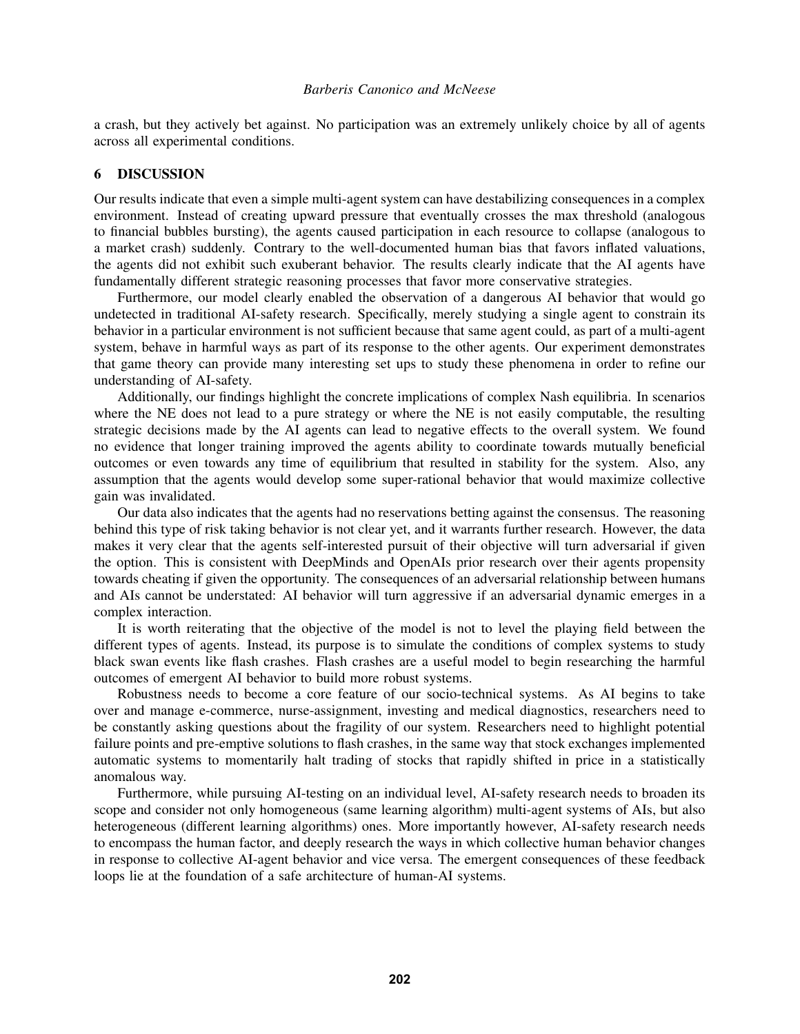a crash, but they actively bet against. No participation was an extremely unlikely choice by all of agents across all experimental conditions.

## 6 DISCUSSION

Our results indicate that even a simple multi-agent system can have destabilizing consequences in a complex environment. Instead of creating upward pressure that eventually crosses the max threshold (analogous to financial bubbles bursting), the agents caused participation in each resource to collapse (analogous to a market crash) suddenly. Contrary to the well-documented human bias that favors inflated valuations, the agents did not exhibit such exuberant behavior. The results clearly indicate that the AI agents have fundamentally different strategic reasoning processes that favor more conservative strategies.

Furthermore, our model clearly enabled the observation of a dangerous AI behavior that would go undetected in traditional AI-safety research. Specifically, merely studying a single agent to constrain its behavior in a particular environment is not sufficient because that same agent could, as part of a multi-agent system, behave in harmful ways as part of its response to the other agents. Our experiment demonstrates that game theory can provide many interesting set ups to study these phenomena in order to refine our understanding of AI-safety.

Additionally, our findings highlight the concrete implications of complex Nash equilibria. In scenarios where the NE does not lead to a pure strategy or where the NE is not easily computable, the resulting strategic decisions made by the AI agents can lead to negative effects to the overall system. We found no evidence that longer training improved the agents ability to coordinate towards mutually beneficial outcomes or even towards any time of equilibrium that resulted in stability for the system. Also, any assumption that the agents would develop some super-rational behavior that would maximize collective gain was invalidated.

Our data also indicates that the agents had no reservations betting against the consensus. The reasoning behind this type of risk taking behavior is not clear yet, and it warrants further research. However, the data makes it very clear that the agents self-interested pursuit of their objective will turn adversarial if given the option. This is consistent with DeepMinds and OpenAIs prior research over their agents propensity towards cheating if given the opportunity. The consequences of an adversarial relationship between humans and AIs cannot be understated: AI behavior will turn aggressive if an adversarial dynamic emerges in a complex interaction.

It is worth reiterating that the objective of the model is not to level the playing field between the different types of agents. Instead, its purpose is to simulate the conditions of complex systems to study black swan events like flash crashes. Flash crashes are a useful model to begin researching the harmful outcomes of emergent AI behavior to build more robust systems.

Robustness needs to become a core feature of our socio-technical systems. As AI begins to take over and manage e-commerce, nurse-assignment, investing and medical diagnostics, researchers need to be constantly asking questions about the fragility of our system. Researchers need to highlight potential failure points and pre-emptive solutions to flash crashes, in the same way that stock exchanges implemented automatic systems to momentarily halt trading of stocks that rapidly shifted in price in a statistically anomalous way.

Furthermore, while pursuing AI-testing on an individual level, AI-safety research needs to broaden its scope and consider not only homogeneous (same learning algorithm) multi-agent systems of AIs, but also heterogeneous (different learning algorithms) ones. More importantly however, AI-safety research needs to encompass the human factor, and deeply research the ways in which collective human behavior changes in response to collective AI-agent behavior and vice versa. The emergent consequences of these feedback loops lie at the foundation of a safe architecture of human-AI systems.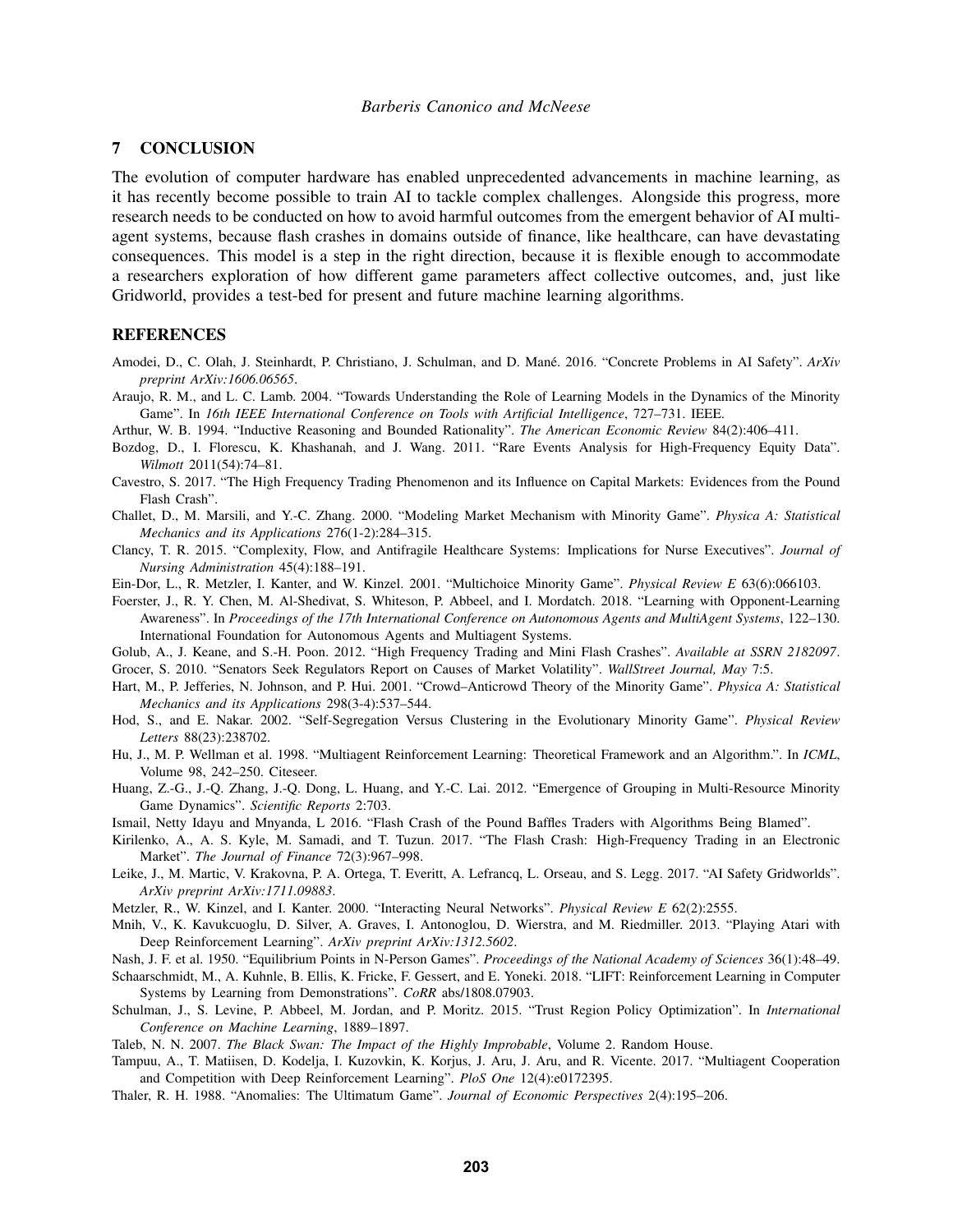## 7 CONCLUSION

The evolution of computer hardware has enabled unprecedented advancements in machine learning, as it has recently become possible to train AI to tackle complex challenges. Alongside this progress, more research needs to be conducted on how to avoid harmful outcomes from the emergent behavior of AI multi-agent systems, because flash crashes in domains outside of finance, like healthcare, can have devastating consequences. This model is a step in the right direction, because it is flexible enough to accommodate a researchers exploration of how different game parameters affect collective outcomes, and, just like Gridworld, provides a test-bed for present and future machine learning algorithms.

## REFERENCES

Amodei, D., C. Olah, J. Steinhardt, P. Christiano, J. Schulman, and D. Mané. 2016. "Concrete Problems in AI Safety". *ArXiv preprint ArXiv:1606.06565*.

Araujo, R. M., and L. C. Lamb. 2004. "Towards Understanding the Role of Learning Models in the Dynamics of the Minority Game". In *16th IEEE International Conference on Tools with Artificial Intelligence*, 727–731. IEEE.

Arthur, W. B. 1994. "Inductive Reasoning and Bounded Rationality". *The American Economic Review* 84(2):406–411.

Bozdog, D., I. Florescu, K. Khashanah, and J. Wang. 2011. "Rare Events Analysis for High-Frequency Equity Data". *Wilmott* 2011(54):74–81.

Cavestro, S. 2017. "The High Frequency Trading Phenomenon and its Influence on Capital Markets: Evidences from the Pound Flash Crash".

Challet, D., M. Marsili, and Y.-C. Zhang. 2000. "Modeling Market Mechanism with Minority Game". *Physica A: Statistical Mechanics and its Applications* 276(1-2):284–315.

Clancy, T. R. 2015. "Complexity, Flow, and Antifragile Healthcare Systems: Implications for Nurse Executives". *Journal of Nursing Administration* 45(4):188–191.

Ein-Dor, L., R. Metzler, I. Kanter, and W. Kinzel. 2001. "Multichoice Minority Game". *Physical Review E* 63(6):066103.

Foerster, J., R. Y. Chen, M. Al-Shedivat, S. Whiteson, P. Abbeel, and I. Mordatch. 2018. "Learning with Opponent-Learning Awareness". In *Proceedings of the 17th International Conference on Autonomous Agents and MultiAgent Systems*, 122–130. International Foundation for Autonomous Agents and Multiagent Systems.

Golub, A., J. Keane, and S.-H. Poon. 2012. "High Frequency Trading and Mini Flash Crashes". *Available at SSRN 2182097*.

Grocer, S. 2010. "Senators Seek Regulators Report on Causes of Market Volatility". *WallStreet Journal, May* 7:5.

Hart, M., P. Jefferies, N. Johnson, and P. Hui. 2001. "Crowd–Anticrowd Theory of the Minority Game". *Physica A: Statistical Mechanics and its Applications* 298(3-4):537–544.

Hod, S., and E. Nakar. 2002. "Self-Segregation Versus Clustering in the Evolutionary Minority Game". *Physical Review Letters* 88(23):238702.

Hu, J., M. P. Wellman et al. 1998. "Multiagent Reinforcement Learning: Theoretical Framework and an Algorithm.". In *ICML*, Volume 98, 242–250. Citeseer.

Huang, Z.-G., J.-Q. Zhang, J.-Q. Dong, L. Huang, and Y.-C. Lai. 2012. "Emergence of Grouping in Multi-Resource Minority Game Dynamics". *Scientific Reports* 2:703.

Ismail, Netty Idayu and Mnyanda, L 2016. "Flash Crash of the Pound Baffles Traders with Algorithms Being Blamed".

Kirilenko, A., A. S. Kyle, M. Samadi, and T. Tuzun. 2017. "The Flash Crash: High-Frequency Trading in an Electronic Market". *The Journal of Finance* 72(3):967–998.

Leike, J., M. Martic, V. Krakovna, P. A. Ortega, T. Everitt, A. Lefrancq, L. Orseau, and S. Legg. 2017. "AI Safety Gridworlds". *ArXiv preprint ArXiv:1711.09883*.

Metzler, R., W. Kinzel, and I. Kanter. 2000. "Interacting Neural Networks". *Physical Review E* 62(2):2555.

Mnih, V., K. Kavukcuoglu, D. Silver, A. Graves, I. Antonoglou, D. Wierstra, and M. Riedmiller. 2013. "Playing Atari with Deep Reinforcement Learning". *ArXiv preprint ArXiv:1312.5602*.

Nash, J. F. et al. 1950. "Equilibrium Points in N-Person Games". *Proceedings of the National Academy of Sciences* 36(1):48–49.

Schaarschmidt, M., A. Kuhnle, B. Ellis, K. Fricke, F. Gessert, and E. Yoneki. 2018. "LIFT: Reinforcement Learning in Computer Systems by Learning from Demonstrations". *CoRR* abs/1808.07903.

Schulman, J., S. Levine, P. Abbeel, M. Jordan, and P. Moritz. 2015. "Trust Region Policy Optimization". In *International Conference on Machine Learning*, 1889–1897.

Taleb, N. N. 2007. *The Black Swan: The Impact of the Highly Improbable*, Volume 2. Random House.

Tampuu, A., T. Matiisen, D. Kodelja, I. Kuzovkin, K. Korjus, J. Aru, J. Aru, and R. Vicente. 2017. "Multiagent Cooperation and Competition with Deep Reinforcement Learning". *PloS One* 12(4):e0172395.

Thaler, R. H. 1988. "Anomalies: The Ultimatum Game". *Journal of Economic Perspectives* 2(4):195–206.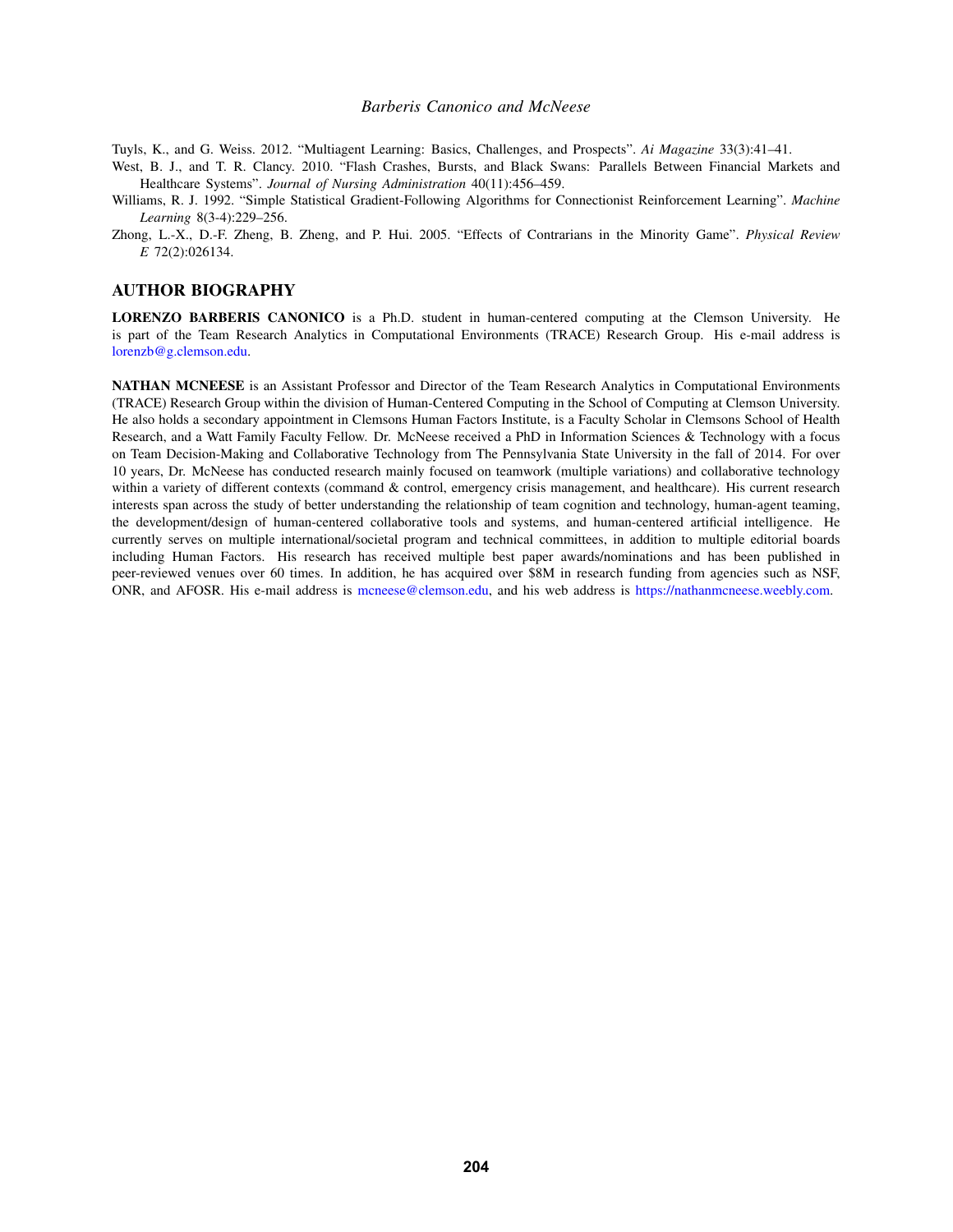Tuyls, K., and G. Weiss. 2012. "Multiagent Learning: Basics, Challenges, and Prospects". *Ai Magazine* 33(3):41–41.

West, B. J., and T. R. Clancy. 2010. "Flash Crashes, Bursts, and Black Swans: Parallels Between Financial Markets and Healthcare Systems". *Journal of Nursing Administration* 40(11):456–459.

Williams, R. J. 1992. "Simple Statistical Gradient-Following Algorithms for Connectionist Reinforcement Learning". *Machine Learning* 8(3-4):229–256.

Zhong, L.-X., D.-F. Zheng, B. Zheng, and P. Hui. 2005. "Effects of Contrarians in the Minority Game". *Physical Review E* 72(2):026134.

## AUTHOR BIOGRAPHY

**LORENZO BARBERIS CANONICO** is a Ph.D. student in human-centered computing at the Clemson University. He is part of the Team Research Analytics in Computational Environments (TRACE) Research Group. His e-mail address is lorenzb@g.clemson.edu.

**NATHAN MCNEESE** is an Assistant Professor and Director of the Team Research Analytics in Computational Environments (TRACE) Research Group within the division of Human-Centered Computing in the School of Computing at Clemson University. He also holds a secondary appointment in Clemsons Human Factors Institute, is a Faculty Scholar in Clemsons School of Health Research, and a Watt Family Faculty Fellow. Dr. McNeese received a PhD in Information Sciences & Technology with a focus on Team Decision-Making and Collaborative Technology from The Pennsylvania State University in the fall of 2014. For over 10 years, Dr. McNeese has conducted research mainly focused on teamwork (multiple variations) and collaborative technology within a variety of different contexts (command & control, emergency crisis management, and healthcare). His current research interests span across the study of better understanding the relationship of team cognition and technology, human-agent teaming, the development/design of human-centered collaborative tools and systems, and human-centered artificial intelligence. He currently serves on multiple international/societal program and technical committees, in addition to multiple editorial boards including Human Factors. His research has received multiple best paper awards/nominations and has been published in peer-reviewed venues over 60 times. In addition, he has acquired over $8M in research funding from agencies such as NSF, ONR, and AFOSR. His e-mail address is mcneese@clemson.edu, and his web address is https://nathanmcneese.weebly.com.